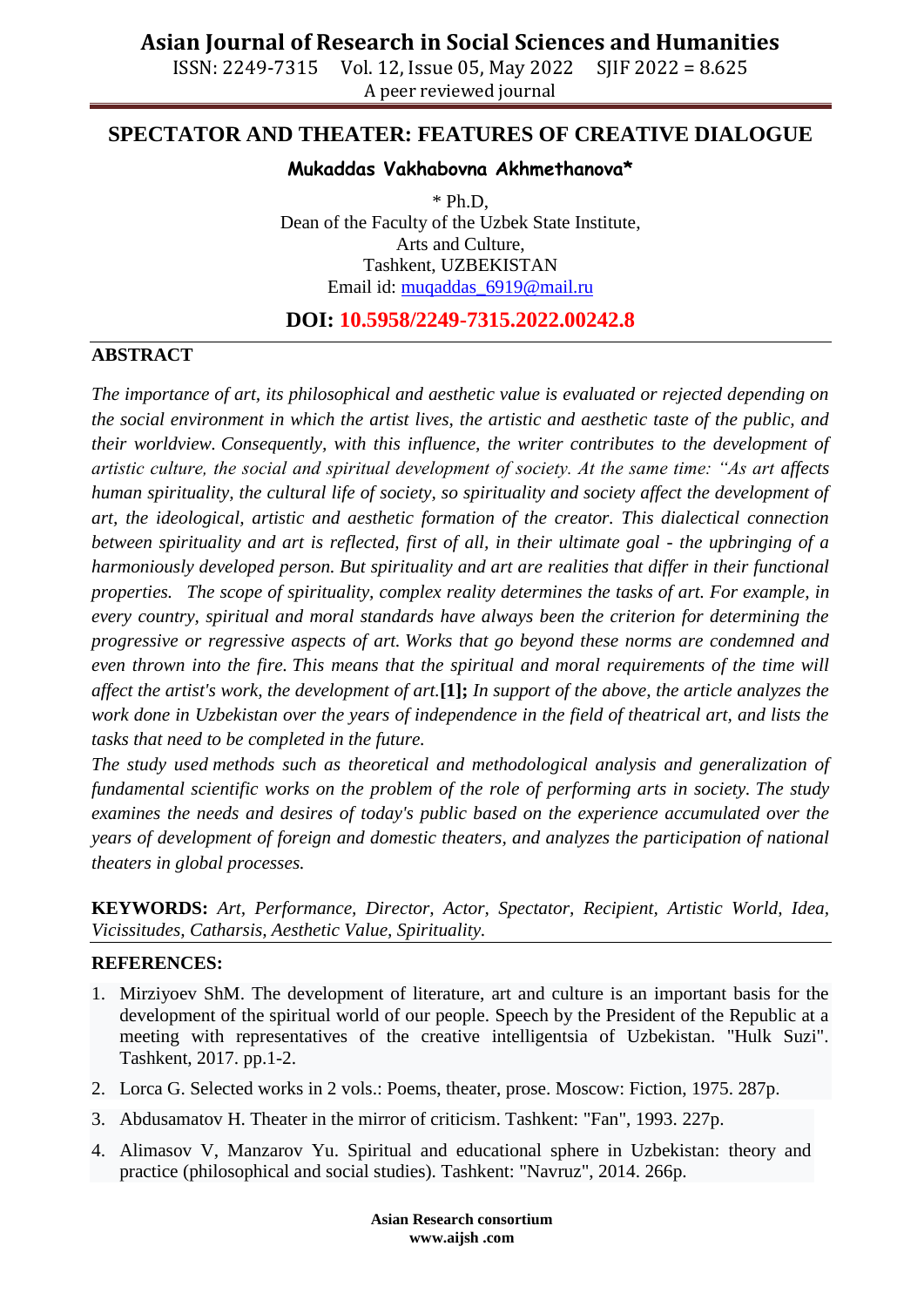# SPECTATOR AND THEATER: FEATURES OF CREATIVE DIALOGUE

**Mukaddas Vakhabovna Akhmethanova***

* Ph.D,
Dean of the Faculty of the Uzbek State Institute,
Arts and Culture,
Tashkent, UZBEKISTAN
Email id: muqaddas_6919@mail.ru

**DOI: 10.5958/2249-7315.2022.00242.8**

## ABSTRACT

*The importance of art, its philosophical and aesthetic value is evaluated or rejected depending on the social environment in which the artist lives, the artistic and aesthetic taste of the public, and their worldview. Consequently, with this influence, the writer contributes to the development of artistic culture, the social and spiritual development of society. At the same time: "As art affects human spirituality, the cultural life of society, so spirituality and society affect the development of art, the ideological, artistic and aesthetic formation of the creator. This dialectical connection between spirituality and art is reflected, first of all, in their ultimate goal - the upbringing of a harmoniously developed person. But spirituality and art are realities that differ in their functional properties. The scope of spirituality, complex reality determines the tasks of art. For example, in every country, spiritual and moral standards have always been the criterion for determining the progressive or regressive aspects of art. Works that go beyond these norms are condemned and even thrown into the fire. This means that the spiritual and moral requirements of the time will affect the artist's work, the development of art.*[1]; *In support of the above, the article analyzes the work done in Uzbekistan over the years of independence in the field of theatrical art, and lists the tasks that need to be completed in the future.*

*The study used methods such as theoretical and methodological analysis and generalization of fundamental scientific works on the problem of the role of performing arts in society. The study examines the needs and desires of today's public based on the experience accumulated over the years of development of foreign and domestic theaters, and analyzes the participation of national theaters in global processes.*

**KEYWORDS:** *Art, Performance, Director, Actor, Spectator, Recipient, Artistic World, Idea, Vicissitudes, Catharsis, Aesthetic Value, Spirituality.*

## REFERENCES:

1. Mirziyoev ShM. The development of literature, art and culture is an important basis for the development of the spiritual world of our people. Speech by the President of the Republic at a meeting with representatives of the creative intelligentsia of Uzbekistan. "Hulk Suzi". Tashkent, 2017. pp.1-2.
2. Lorca G. Selected works in 2 vols.: Poems, theater, prose. Moscow: Fiction, 1975. 287p.
3. Abdusamatov H. Theater in the mirror of criticism. Tashkent: "Fan", 1993. 227p.
4. Alimasov V, Manzarov Yu. Spiritual and educational sphere in Uzbekistan: theory and practice (philosophical and social studies). Tashkent: "Navruz", 2014. 266p.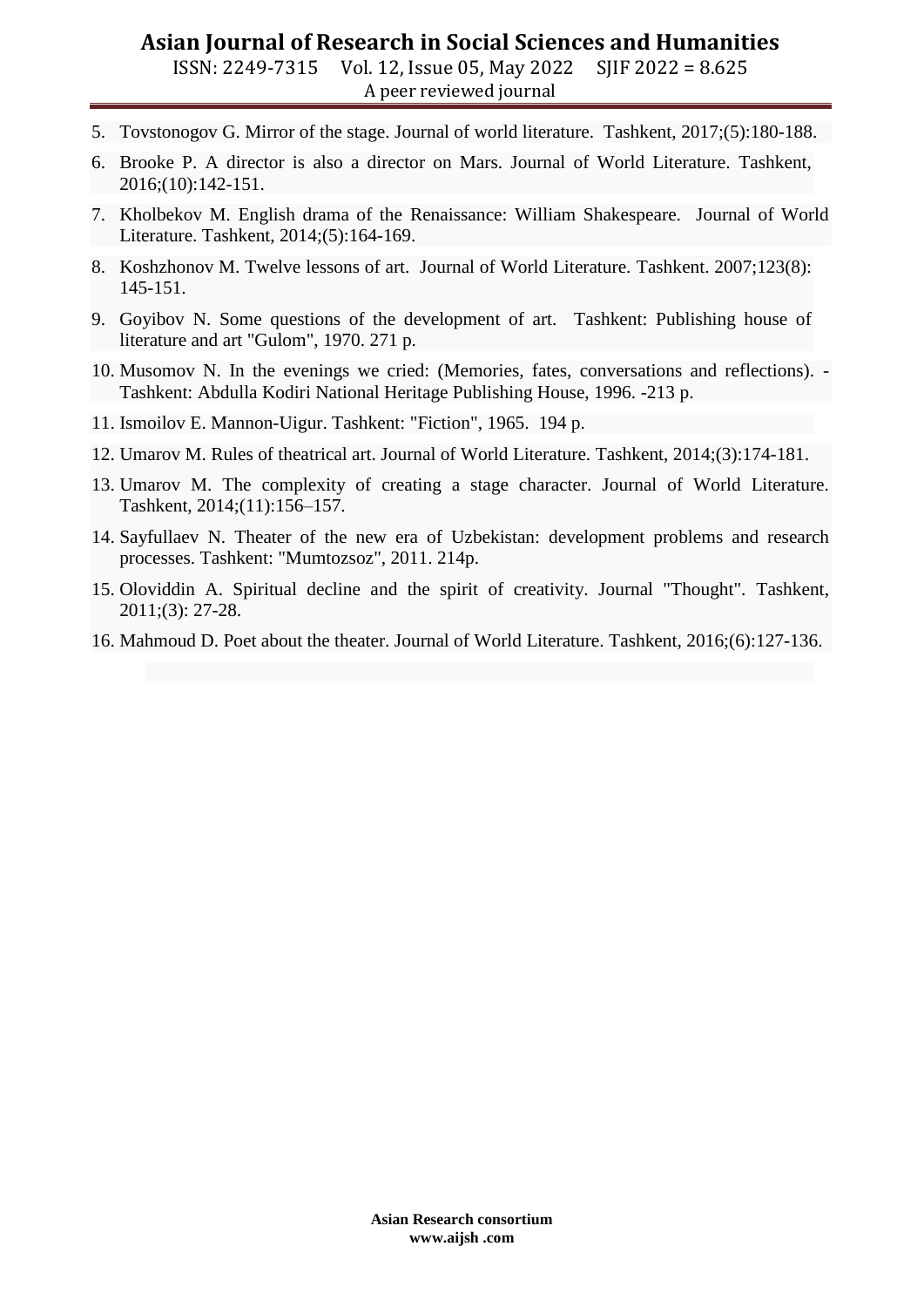5. Tovstonogov G. Mirror of the stage. Journal of world literature. Tashkent, 2017;(5):180-188.
6. Brooke P. A director is also a director on Mars. Journal of World Literature. Tashkent, 2016;(10):142-151.
7. Kholbekov M. English drama of the Renaissance: William Shakespeare. Journal of World Literature. Tashkent, 2014;(5):164-169.
8. Koshzhonov M. Twelve lessons of art. Journal of World Literature. Tashkent. 2007;123(8): 145-151.
9. Goyibov N. Some questions of the development of art. Tashkent: Publishing house of literature and art "Gulom", 1970. 271 p.
10. Musomov N. In the evenings we cried: (Memories, fates, conversations and reflections). - Tashkent: Abdulla Kodiri National Heritage Publishing House, 1996. -213 p.
11. Ismoilov E. Mannon-Uigur. Tashkent: "Fiction", 1965. 194 p.
12. Umarov M. Rules of theatrical art. Journal of World Literature. Tashkent, 2014;(3):174-181.
13. Umarov M. The complexity of creating a stage character. Journal of World Literature. Tashkent, 2014;(11):156–157.
14. Sayfullaev N. Theater of the new era of Uzbekistan: development problems and research processes. Tashkent: "Mumtozsoz", 2011. 214p.
15. Oloviddin A. Spiritual decline and the spirit of creativity. Journal "Thought". Tashkent, 2011;(3): 27-28.
16. Mahmoud D. Poet about the theater. Journal of World Literature. Tashkent, 2016;(6):127-136.